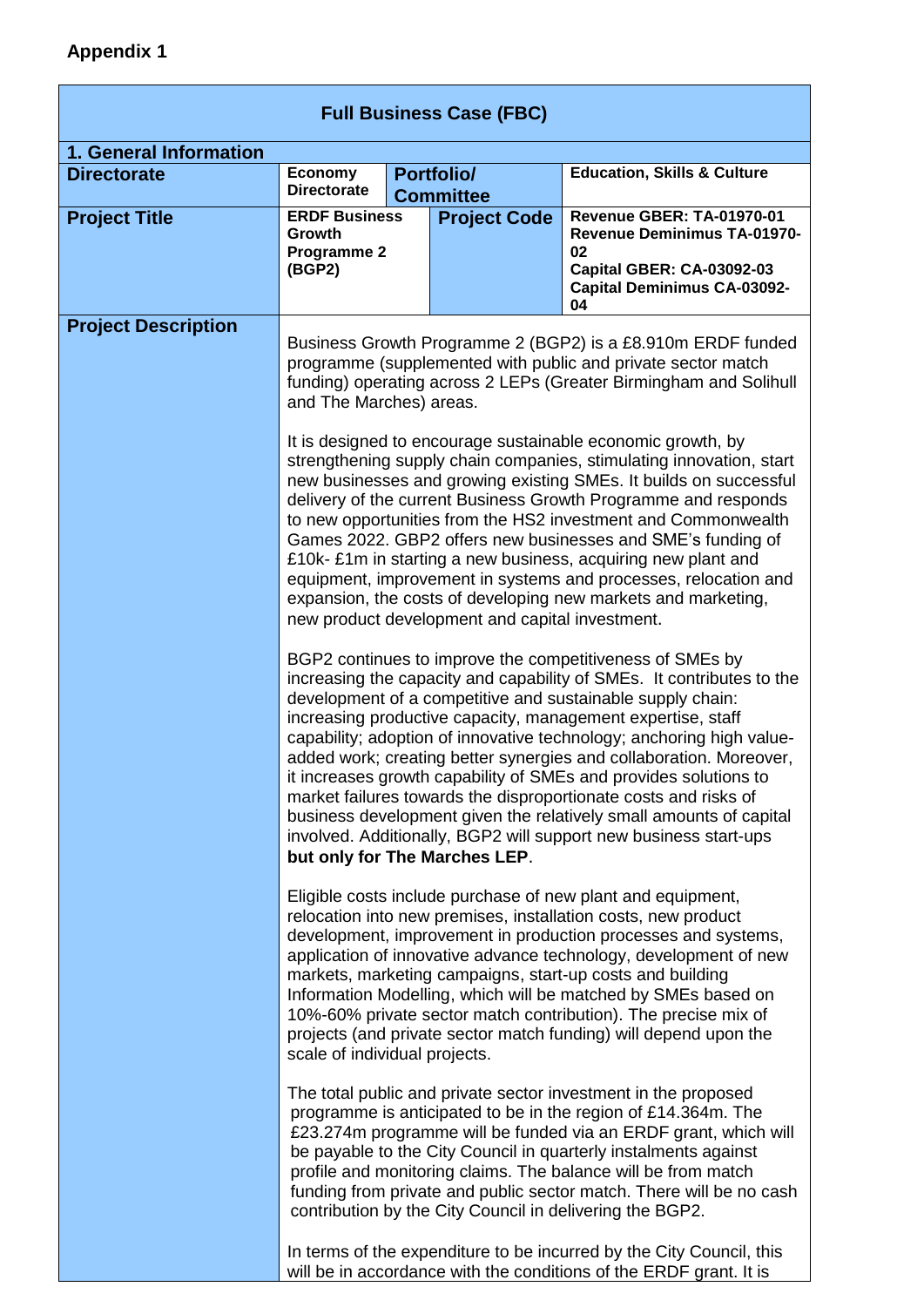**Appendix 1**

| Full Business Case (FBC) | | | | |
|---|---|---|---|---|
| **1. General Information** | | | | |
| **Directorate** | **Economy Directorate** | **Portfolio/ Committee** | | **Education, Skills & Culture** |
| **Project Title** | **ERDF Business Growth Programme 2 (BGP2)** | | **Project Code** | **Revenue GBER: TA-01970-01**<br>**Revenue Deminimus TA-01970-02**<br>**Capital GBER: CA-03092-03**<br>**Capital Deminimus CA-03092-04** |
| **Project Description** | Business Growth Programme 2 (BGP2) is a £8.910m ERDF funded programme (supplemented with public and private sector match funding) operating across 2 LEPs (Greater Birmingham and Solihull and The Marches) areas.<br><br>It is designed to encourage sustainable economic growth, by strengthening supply chain companies, stimulating innovation, start new businesses and growing existing SMEs. It builds on successful delivery of the current Business Growth Programme and responds to new opportunities from the HS2 investment and Commonwealth Games 2022. GBP2 offers new businesses and SME's funding of £10k- £1m in starting a new business, acquiring new plant and equipment, improvement in systems and processes, relocation and expansion, the costs of developing new markets and marketing, new product development and capital investment.<br><br>BGP2 continues to improve the competitiveness of SMEs by increasing the capacity and capability of SMEs. It contributes to the development of a competitive and sustainable supply chain: increasing productive capacity, management expertise, staff capability; adoption of innovative technology; anchoring high value-added work; creating better synergies and collaboration. Moreover, it increases growth capability of SMEs and provides solutions to market failures towards the disproportionate costs and risks of business development given the relatively small amounts of capital involved. Additionally, BGP2 will support new business start-ups **but only for The Marches LEP**.<br><br>Eligible costs include purchase of new plant and equipment, relocation into new premises, installation costs, new product development, improvement in production processes and systems, application of innovative advance technology, development of new markets, marketing campaigns, start-up costs and building Information Modelling, which will be matched by SMEs based on 10%-60% private sector match contribution). The precise mix of projects (and private sector match funding) will depend upon the scale of individual projects.<br><br>The total public and private sector investment in the proposed programme is anticipated to be in the region of £14.364m. The £23.274m programme will be funded via an ERDF grant, which will be payable to the City Council in quarterly instalments against profile and monitoring claims. The balance will be from match funding from private and public sector match. There will be no cash contribution by the City Council in delivering the BGP2.<br><br>In terms of the expenditure to be incurred by the City Council, this will be in accordance with the conditions of the ERDF grant. It is | | | |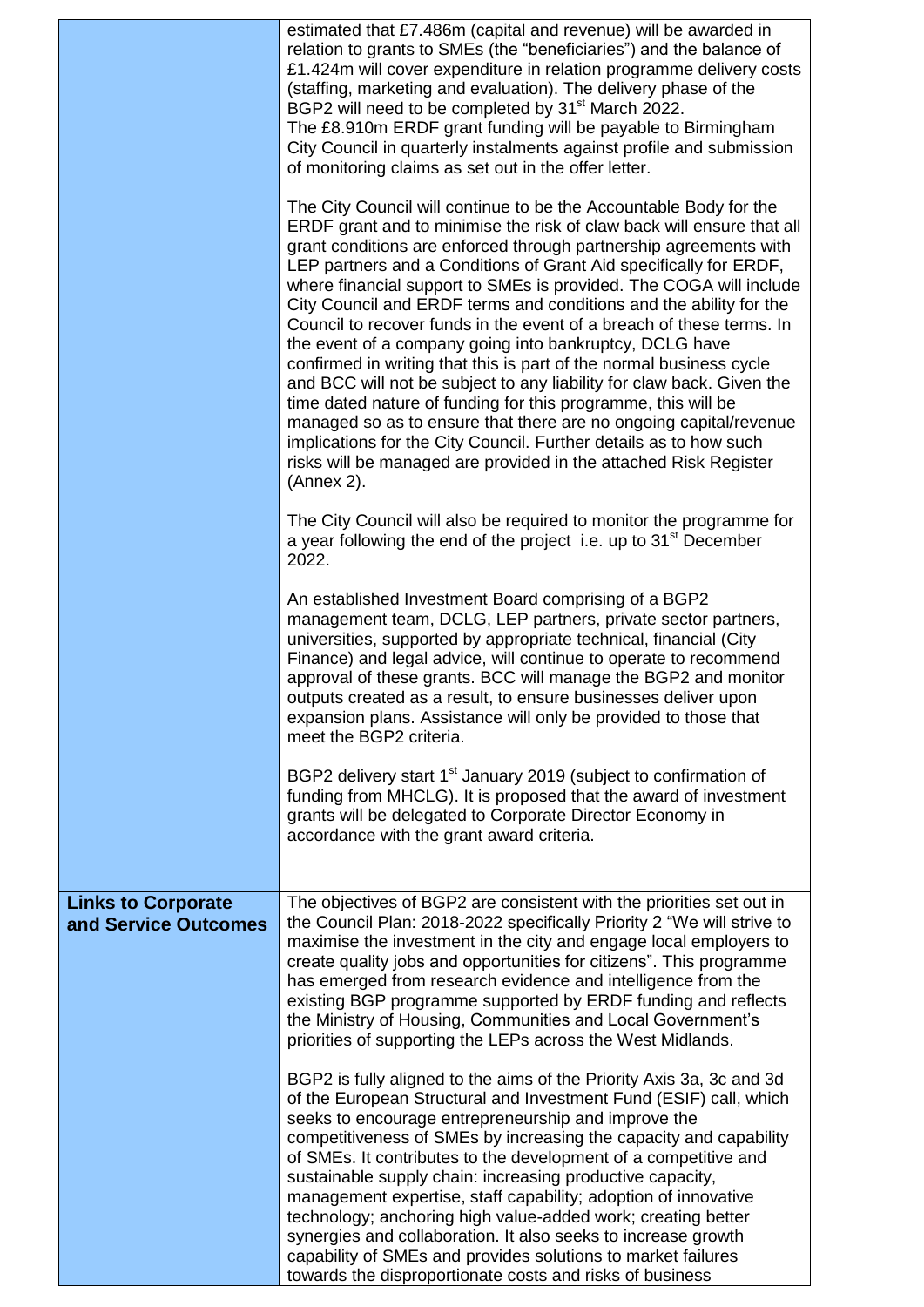| | |
|---|---|
| | estimated that £7.486m (capital and revenue) will be awarded in relation to grants to SMEs (the "beneficiaries") and the balance of £1.424m will cover expenditure in relation programme delivery costs (staffing, marketing and evaluation). The delivery phase of the BGP2 will need to be completed by 31st March 2022.<br>The £8.910m ERDF grant funding will be payable to Birmingham City Council in quarterly instalments against profile and submission of monitoring claims as set out in the offer letter.<br><br>The City Council will continue to be the Accountable Body for the ERDF grant and to minimise the risk of claw back will ensure that all grant conditions are enforced through partnership agreements with LEP partners and a Conditions of Grant Aid specifically for ERDF, where financial support to SMEs is provided. The COGA will include City Council and ERDF terms and conditions and the ability for the Council to recover funds in the event of a breach of these terms. In the event of a company going into bankruptcy, DCLG have confirmed in writing that this is part of the normal business cycle and BCC will not be subject to any liability for claw back. Given the time dated nature of funding for this programme, this will be managed so as to ensure that there are no ongoing capital/revenue implications for the City Council. Further details as to how such risks will be managed are provided in the attached Risk Register (Annex 2).<br><br>The City Council will also be required to monitor the programme for a year following the end of the project i.e. up to 31st December 2022.<br><br>An established Investment Board comprising of a BGP2 management team, DCLG, LEP partners, private sector partners, universities, supported by appropriate technical, financial (City Finance) and legal advice, will continue to operate to recommend approval of these grants. BCC will manage the BGP2 and monitor outputs created as a result, to ensure businesses deliver upon expansion plans. Assistance will only be provided to those that meet the BGP2 criteria.<br><br>BGP2 delivery start 1st January 2019 (subject to confirmation of funding from MHCLG). It is proposed that the award of investment grants will be delegated to Corporate Director Economy in accordance with the grant award criteria. |
| **Links to Corporate and Service Outcomes** | The objectives of BGP2 are consistent with the priorities set out in the Council Plan: 2018-2022 specifically Priority 2 "We will strive to maximise the investment in the city and engage local employers to create quality jobs and opportunities for citizens". This programme has emerged from research evidence and intelligence from the existing BGP programme supported by ERDF funding and reflects the Ministry of Housing, Communities and Local Government's priorities of supporting the LEPs across the West Midlands.<br><br>BGP2 is fully aligned to the aims of the Priority Axis 3a, 3c and 3d of the European Structural and Investment Fund (ESIF) call, which seeks to encourage entrepreneurship and improve the competitiveness of SMEs by increasing the capacity and capability of SMEs. It contributes to the development of a competitive and sustainable supply chain: increasing productive capacity, management expertise, staff capability; adoption of innovative technology; anchoring high value-added work; creating better synergies and collaboration. It also seeks to increase growth capability of SMEs and provides solutions to market failures towards the disproportionate costs and risks of business |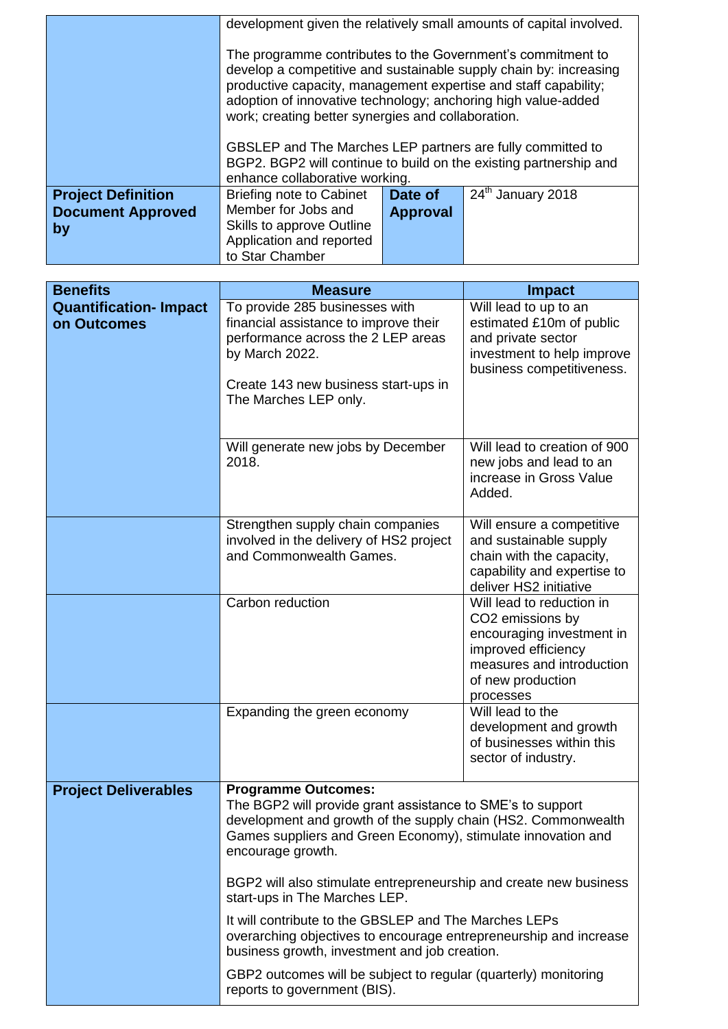| | | | |
|---|---|---|---|
| | development given the relatively small amounts of capital involved.<br><br>The programme contributes to the Government's commitment to develop a competitive and sustainable supply chain by: increasing productive capacity, management expertise and staff capability; adoption of innovative technology; anchoring high value-added work; creating better synergies and collaboration.<br><br>GBSLEP and The Marches LEP partners are fully committed to BGP2. BGP2 will continue to build on the existing partnership and enhance collaborative working. | | |
| **Project Definition Document Approved by** | Briefing note to Cabinet Member for Jobs and Skills to approve Outline Application and reported to Star Chamber | **Date of Approval** | 24th January 2018 |

| **Benefits** | **Measure** | **Impact** |
|---|---|---|
| **Quantification- Impact on Outcomes** | To provide 285 businesses with financial assistance to improve their performance across the 2 LEP areas by March 2022.<br><br>Create 143 new business start-ups in The Marches LEP only. | Will lead to up to an estimated £10m of public and private sector investment to help improve business competitiveness. |
| | Will generate new jobs by December 2018. | Will lead to creation of 900 new jobs and lead to an increase in Gross Value Added. |
| | Strengthen supply chain companies involved in the delivery of HS2 project and Commonwealth Games. | Will ensure a competitive and sustainable supply chain with the capacity, capability and expertise to deliver HS2 initiative |
| | Carbon reduction | Will lead to reduction in $CO_2$ emissions by encouraging investment in improved efficiency measures and introduction of new production processes |
| | Expanding the green economy | Will lead to the development and growth of businesses within this sector of industry. |
| **Project Deliverables** | **Programme Outcomes:**<br>The BGP2 will provide grant assistance to SME's to support development and growth of the supply chain (HS2. Commonwealth Games suppliers and Green Economy), stimulate innovation and encourage growth.<br><br>BGP2 will also stimulate entrepreneurship and create new business start-ups in The Marches LEP.<br><br>It will contribute to the GBSLEP and The Marches LEPs overarching objectives to encourage entrepreneurship and increase business growth, investment and job creation.<br><br>GBP2 outcomes will be subject to regular (quarterly) monitoring reports to government (BIS). | |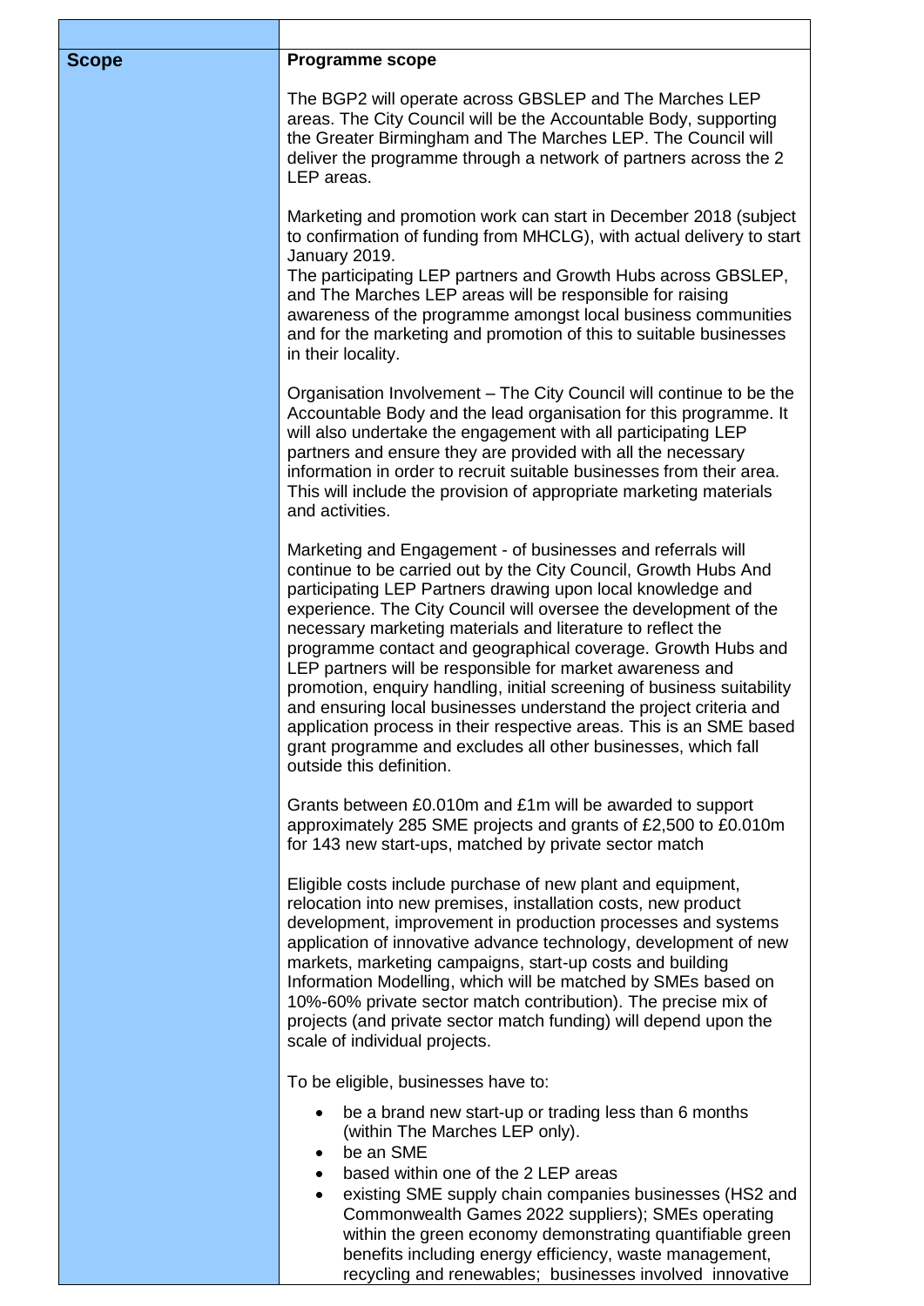| | |
|---|---|
| **Scope** | **Programme scope**<br><br>The BGP2 will operate across GBSLEP and The Marches LEP areas. The City Council will be the Accountable Body, supporting the Greater Birmingham and The Marches LEP. The Council will deliver the programme through a network of partners across the 2 LEP areas.<br><br>Marketing and promotion work can start in December 2018 (subject to confirmation of funding from MHCLG), with actual delivery to start January 2019.<br>The participating LEP partners and Growth Hubs across GBSLEP, and The Marches LEP areas will be responsible for raising awareness of the programme amongst local business communities and for the marketing and promotion of this to suitable businesses in their locality.<br><br>Organisation Involvement – The City Council will continue to be the Accountable Body and the lead organisation for this programme. It will also undertake the engagement with all participating LEP partners and ensure they are provided with all the necessary information in order to recruit suitable businesses from their area. This will include the provision of appropriate marketing materials and activities.<br><br>Marketing and Engagement - of businesses and referrals will continue to be carried out by the City Council, Growth Hubs And participating LEP Partners drawing upon local knowledge and experience. The City Council will oversee the development of the necessary marketing materials and literature to reflect the programme contact and geographical coverage. Growth Hubs and LEP partners will be responsible for market awareness and promotion, enquiry handling, initial screening of business suitability and ensuring local businesses understand the project criteria and application process in their respective areas. This is an SME based grant programme and excludes all other businesses, which fall outside this definition.<br><br>Grants between £0.010m and £1m will be awarded to support approximately 285 SME projects and grants of £2,500 to £0.010m for 143 new start-ups, matched by private sector match<br><br>Eligible costs include purchase of new plant and equipment, relocation into new premises, installation costs, new product development, improvement in production processes and systems application of innovative advance technology, development of new markets, marketing campaigns, start-up costs and building Information Modelling, which will be matched by SMEs based on 10%-60% private sector match contribution). The precise mix of projects (and private sector match funding) will depend upon the scale of individual projects.<br><br>To be eligible, businesses have to:<br><br>• be a brand new start-up or trading less than 6 months (within The Marches LEP only).<br>• be an SME<br>• based within one of the 2 LEP areas<br>• existing SME supply chain companies businesses (HS2 and Commonwealth Games 2022 suppliers); SMEs operating within the green economy demonstrating quantifiable green benefits including energy efficiency, waste management, recycling and renewables; businesses involved innovative |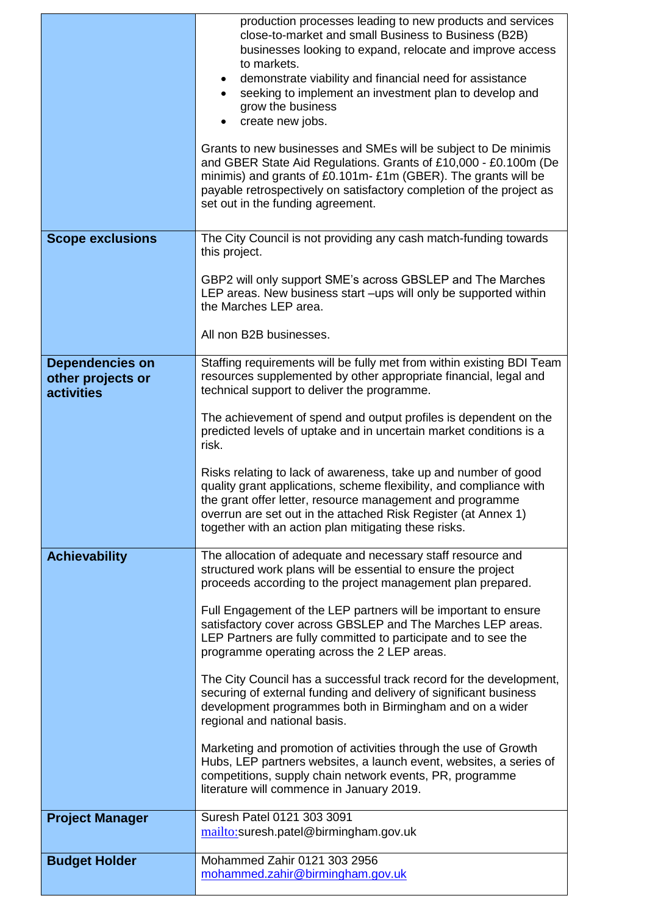| | |
|---|---|
| | production processes leading to new products and services close-to-market and small Business to Business (B2B) businesses looking to expand, relocate and improve access to markets.<br>• demonstrate viability and financial need for assistance<br>• seeking to implement an investment plan to develop and grow the business<br>• create new jobs.<br><br>Grants to new businesses and SMEs will be subject to De minimis and GBER State Aid Regulations. Grants of £10,000 - £0.100m (De minimis) and grants of £0.101m- £1m (GBER). The grants will be payable retrospectively on satisfactory completion of the project as set out in the funding agreement. |
| **Scope exclusions** | The City Council is not providing any cash match-funding towards this project.<br><br>GBP2 will only support SME's across GBSLEP and The Marches LEP areas. New business start –ups will only be supported within the Marches LEP area.<br><br>All non B2B businesses. |
| **Dependencies on other projects or activities** | Staffing requirements will be fully met from within existing BDI Team resources supplemented by other appropriate financial, legal and technical support to deliver the programme.<br><br>The achievement of spend and output profiles is dependent on the predicted levels of uptake and in uncertain market conditions is a risk.<br><br>Risks relating to lack of awareness, take up and number of good quality grant applications, scheme flexibility, and compliance with the grant offer letter, resource management and programme overrun are set out in the attached Risk Register (at Annex 1) together with an action plan mitigating these risks. |
| **Achievability** | The allocation of adequate and necessary staff resource and structured work plans will be essential to ensure the project proceeds according to the project management plan prepared.<br><br>Full Engagement of the LEP partners will be important to ensure satisfactory cover across GBSLEP and The Marches LEP areas. LEP Partners are fully committed to participate and to see the programme operating across the 2 LEP areas.<br><br>The City Council has a successful track record for the development, securing of external funding and delivery of significant business development programmes both in Birmingham and on a wider regional and national basis.<br><br>Marketing and promotion of activities through the use of Growth Hubs, LEP partners websites, a launch event, websites, a series of competitions, supply chain network events, PR, programme literature will commence in January 2019. |
| **Project Manager** | Suresh Patel 0121 303 3091<br>mailto:suresh.patel@birmingham.gov.uk |
| **Budget Holder** | Mohammed Zahir 0121 303 2956<br>mohammed.zahir@birmingham.gov.uk |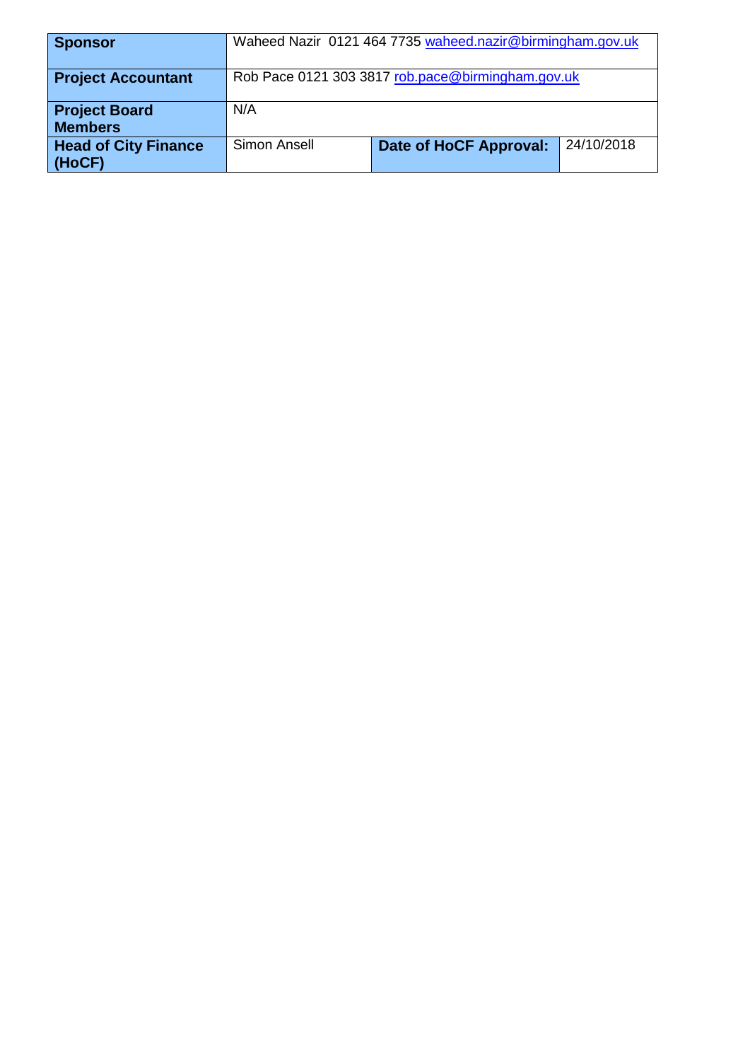| | | | |
|---|---|---|---|
| **Sponsor** | Waheed Nazir 0121 464 7735 waheed.nazir@birmingham.gov.uk | | |
| **Project Accountant** | Rob Pace 0121 303 3817 rob.pace@birmingham.gov.uk | | |
| **Project Board Members** | N/A | | |
| **Head of City Finance (HoCF)** | Simon Ansell | **Date of HoCF Approval:** | 24/10/2018 |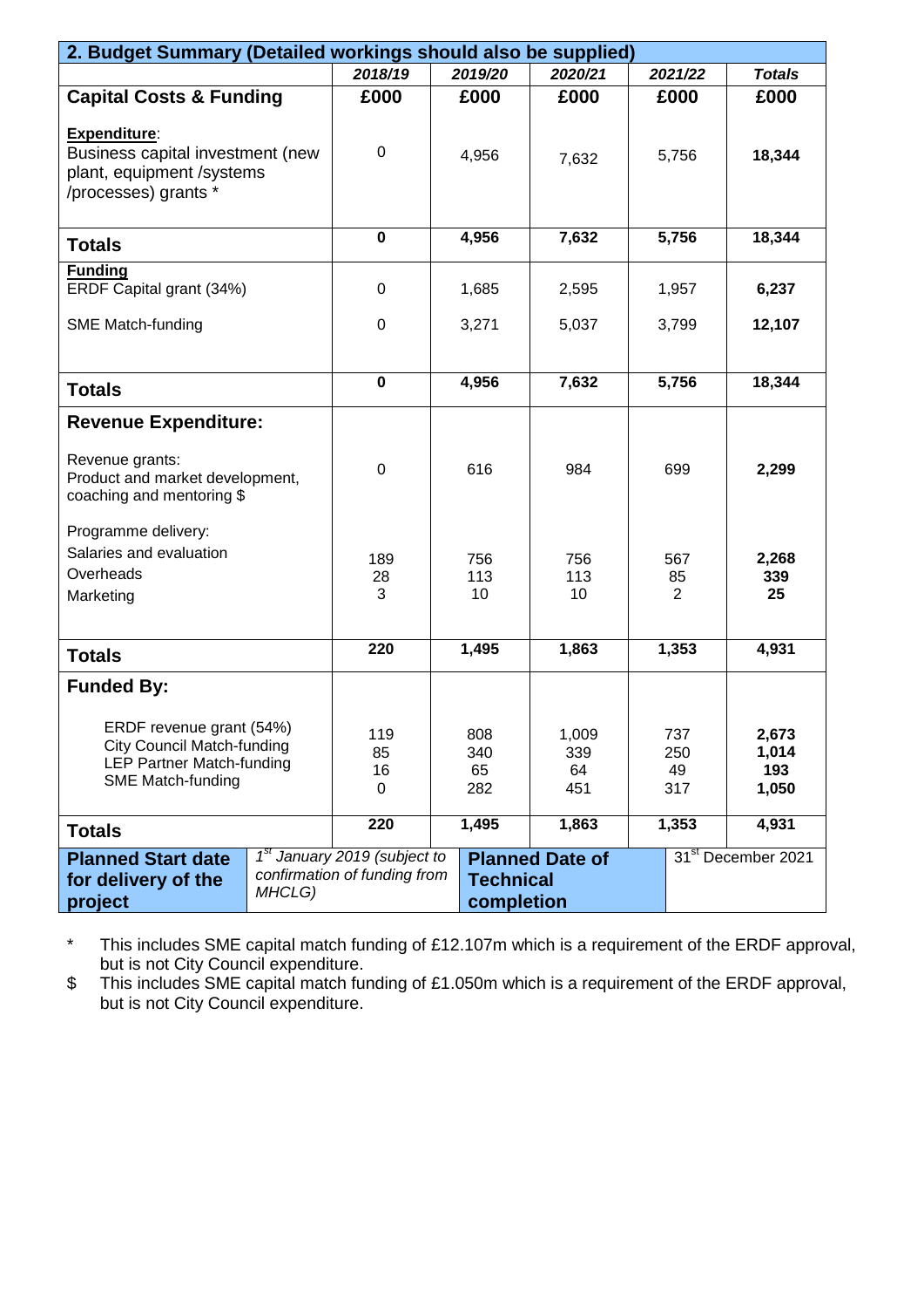## 2. Budget Summary (Detailed workings should also be supplied)

| | 2018/19 | 2019/20 | 2020/21 | 2021/22 | Totals |
|---|---|---|---|---|---|
| **Capital Costs & Funding** | **£000** | **£000** | **£000** | **£000** | **£000** |
| **Expenditure**: Business capital investment (new plant, equipment /systems /processes) grants * | 0 | 4,956 | 7,632 | 5,756 | **18,344** |
| **Totals** | **0** | **4,956** | **7,632** | **5,756** | **18,344** |
| **Funding** | | | | | |
| ERDF Capital grant (34%) | 0 | 1,685 | 2,595 | 1,957 | **6,237** |
| SME Match-funding | 0 | 3,271 | 5,037 | 3,799 | **12,107** |
| **Totals** | **0** | **4,956** | **7,632** | **5,756** | **18,344** |
| **Revenue Expenditure:** | | | | | |
| Revenue grants: Product and market development, coaching and mentoring $ | 0 | 616 | 984 | 699 | **2,299** |
| Programme delivery: | | | | | |
| Salaries and evaluation | 189 | 756 | 756 | 567 | **2,268** |
| Overheads | 28 | 113 | 113 | 85 | **339** |
| Marketing | 3 | 10 | 10 | 2 | **25** |
| **Totals** | **220** | **1,495** | **1,863** | **1,353** | **4,931** |
| **Funded By:** | | | | | |
| ERDF revenue grant (54%) | 119 | 808 | 1,009 | 737 | **2,673** |
| City Council Match-funding | 85 | 340 | 339 | 250 | **1,014** |
| LEP Partner Match-funding | 16 | 65 | 64 | 49 | **193** |
| SME Match-funding | 0 | 282 | 451 | 317 | **1,050** |
| **Totals** | **220** | **1,495** | **1,863** | **1,353** | **4,931** |

| **Planned Start date for delivery of the project** | *1st January 2019 (subject to confirmation of funding from MHCLG)* | **Planned Date of Technical completion** | 31st December 2021 |
|---|---|---|---|

\* This includes SME capital match funding of £12.107m which is a requirement of the ERDF approval, but is not City Council expenditure.

$ This includes SME capital match funding of £1.050m which is a requirement of the ERDF approval, but is not City Council expenditure.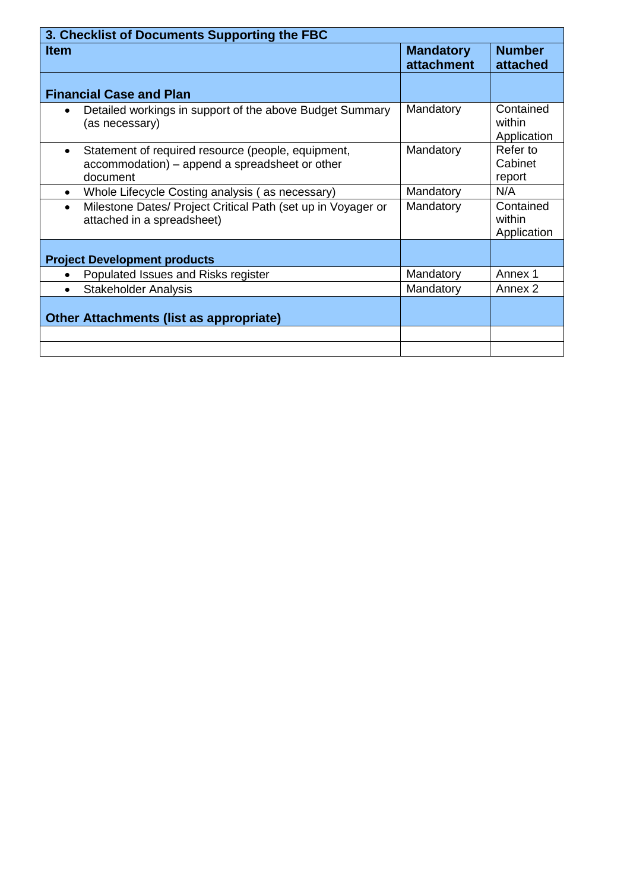| 3. Checklist of Documents Supporting the FBC | | |
|---|---|---|
| **Item** | **Mandatory attachment** | **Number attached** |
| **Financial Case and Plan** | | |
| • Detailed workings in support of the above Budget Summary (as necessary) | Mandatory | Contained within Application |
| • Statement of required resource (people, equipment, accommodation) – append a spreadsheet or other document | Mandatory | Refer to Cabinet report |
| • Whole Lifecycle Costing analysis ( as necessary) | Mandatory | N/A |
| • Milestone Dates/ Project Critical Path (set up in Voyager or attached in a spreadsheet) | Mandatory | Contained within Application |
| **Project Development products** | | |
| • Populated Issues and Risks register | Mandatory | Annex 1 |
| • Stakeholder Analysis | Mandatory | Annex 2 |
| **Other Attachments (list as appropriate)** | | |
| | | |
| | | |